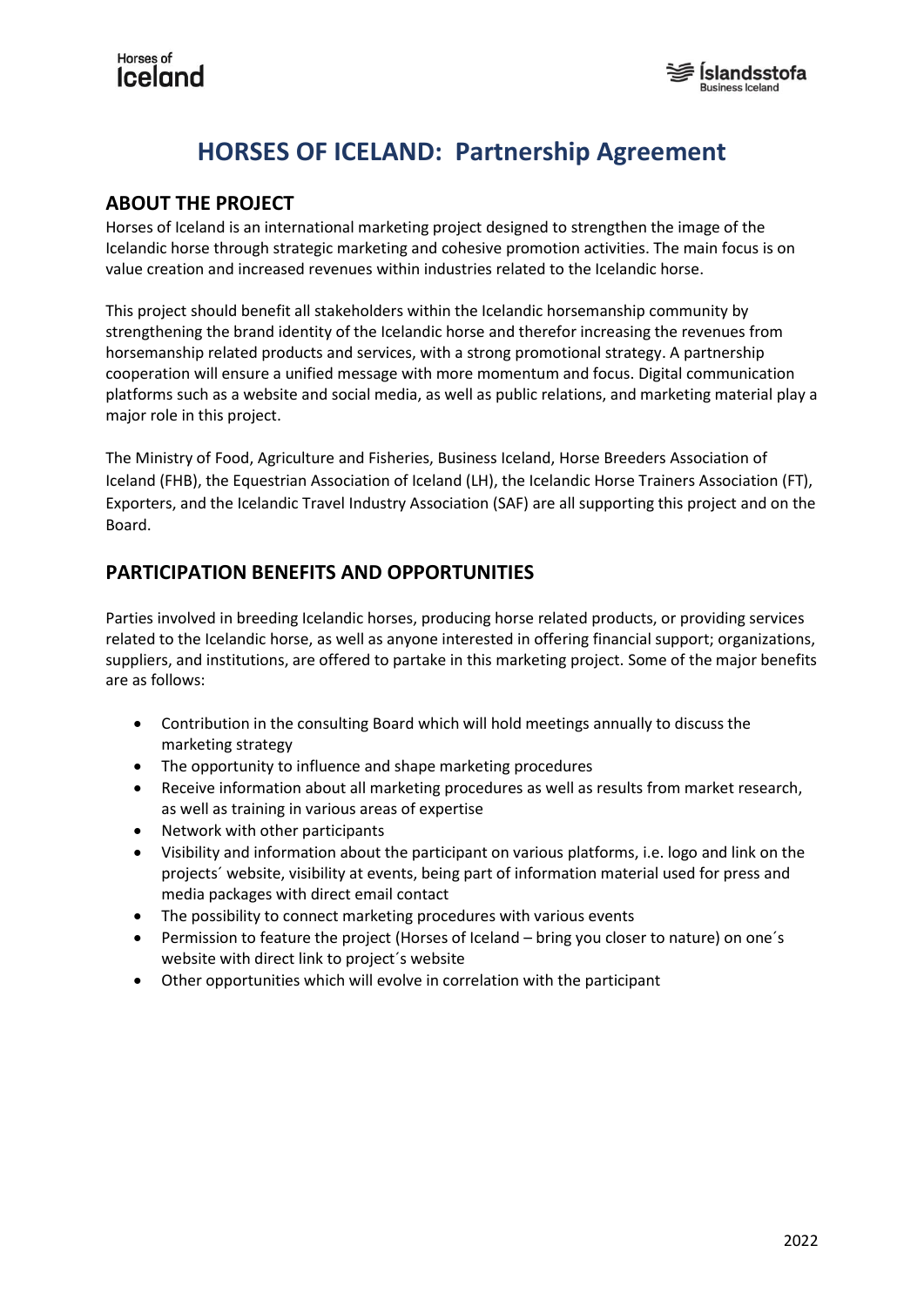# HORSES OF ICELAND: Partnership Agreement

## ABOUT THE PROJECT

Horses of Iceland is an international marketing project designed to strengthen the image of the Icelandic horse through strategic marketing and cohesive promotion activities. The main focus is on value creation and increased revenues within industries related to the Icelandic horse.

This project should benefit all stakeholders within the Icelandic horsemanship community by strengthening the brand identity of the Icelandic horse and therefor increasing the revenues from horsemanship related products and services, with a strong promotional strategy. A partnership cooperation will ensure a unified message with more momentum and focus. Digital communication platforms such as a website and social media, as well as public relations, and marketing material play a major role in this project.

The Ministry of Food, Agriculture and Fisheries, Business Iceland, Horse Breeders Association of Iceland (FHB), the Equestrian Association of Iceland (LH), the Icelandic Horse Trainers Association (FT), Exporters, and the Icelandic Travel Industry Association (SAF) are all supporting this project and on the Board.

## PARTICIPATION BENEFITS AND OPPORTUNITIES

Parties involved in breeding Icelandic horses, producing horse related products, or providing services related to the Icelandic horse, as well as anyone interested in offering financial support; organizations, suppliers, and institutions, are offered to partake in this marketing project. Some of the major benefits are as follows:

- Contribution in the consulting Board which will hold meetings annually to discuss the marketing strategy
- The opportunity to influence and shape marketing procedures
- Receive information about all marketing procedures as well as results from market research, as well as training in various areas of expertise
- Network with other participants
- Visibility and information about the participant on various platforms, i.e. logo and link on the projects´ website, visibility at events, being part of information material used for press and media packages with direct email contact
- The possibility to connect marketing procedures with various events
- Permission to feature the project (Horses of Iceland – bring you closer to nature) on one´s website with direct link to project´s website
- Other opportunities which will evolve in correlation with the participant

2022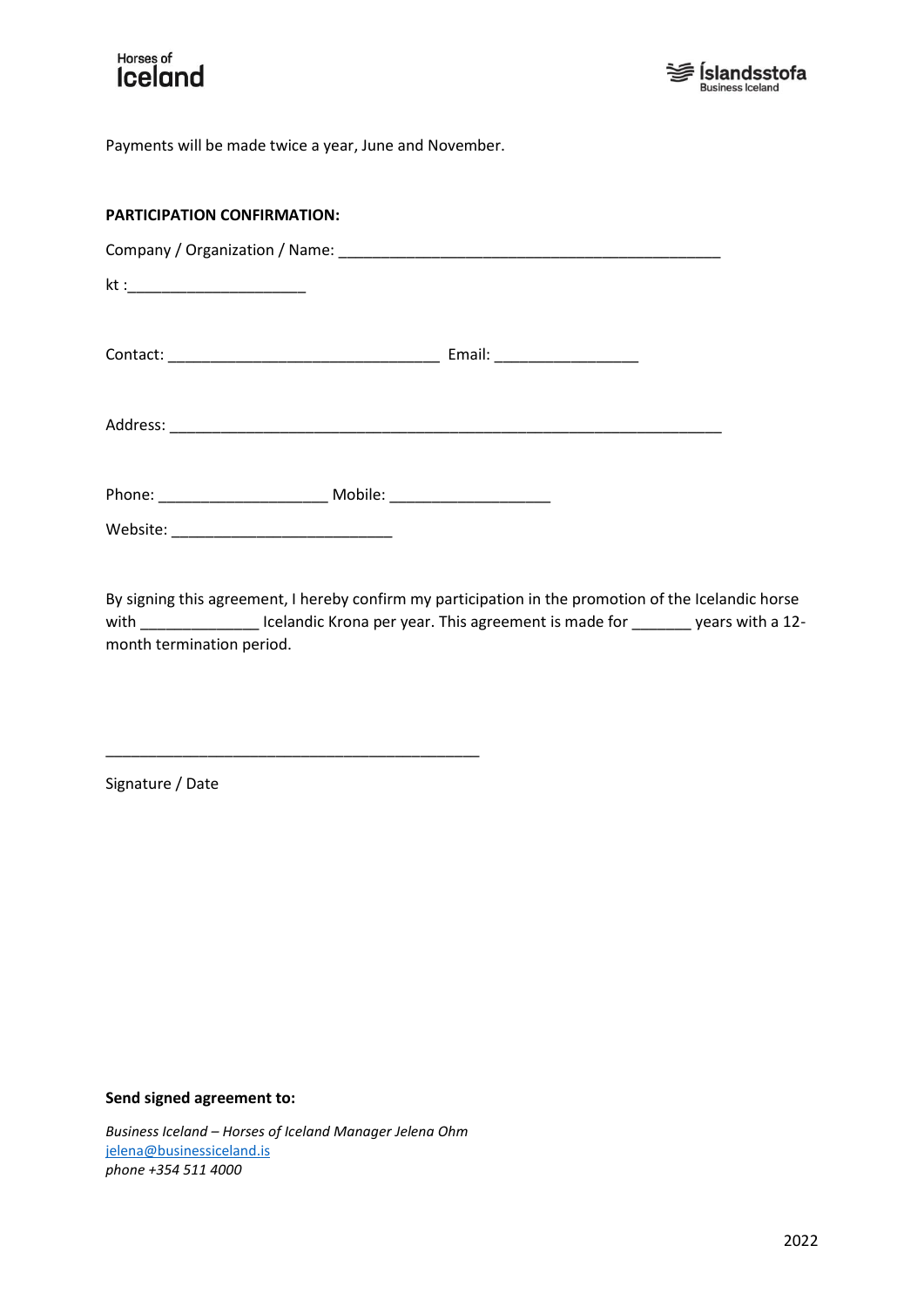Payments will be made twice a year, June and November.

**PARTICIPATION CONFIRMATION:**

Company / Organization / Name: _______________________________________________

kt :______________________

Contact: __________________________________ Email: __________________

Address: _____________________________________________________________________

Phone: _____________________ Mobile: ____________________

Website: ___________________________

By signing this agreement, I hereby confirm my participation in the promotion of the Icelandic horse with ______________ Icelandic Krona per year. This agreement is made for _______ years with a 12-month termination period.

_______________________________________________

Signature / Date

**Send signed agreement to:**

*Business Iceland – Horses of Iceland Manager Jelena Ohm*
jelena@businessiceland.is
*phone +354 511 4000*

2022